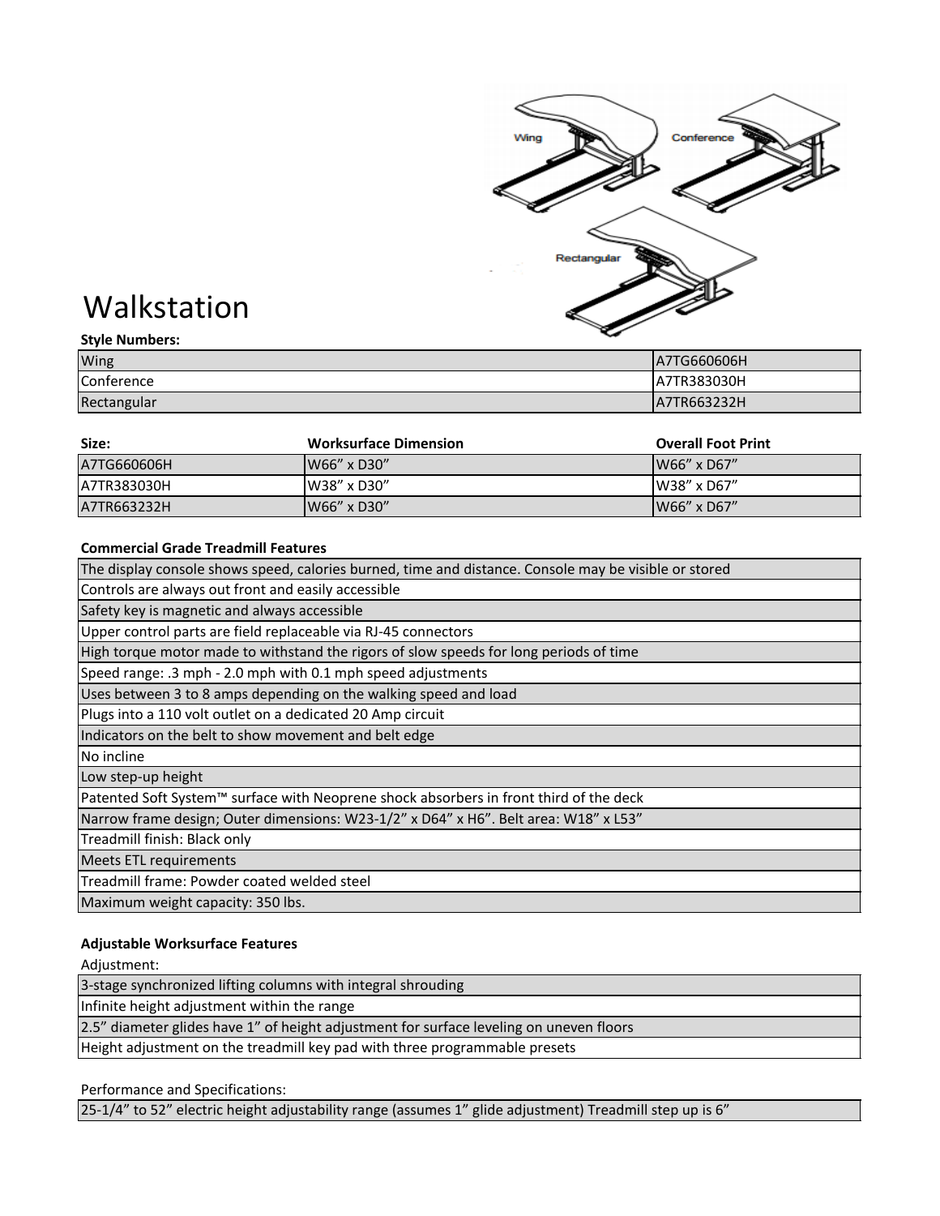# Walkstation

**Style Numbers:**

| | |
|---|---|
| Wing | A7TG660606H |
| Conference | A7TR383030H |
| Rectangular | A7TR663232H |

| **Size:** | **Worksurface Dimension** | **Overall Foot Print** |
|---|---|---|
| A7TG660606H | W66” x D30” | W66” x D67” |
| A7TR383030H | W38” x D30” | W38” x D67” |
| A7TR663232H | W66” x D30” | W66” x D67” |

**Commercial Grade Treadmill Features**

| |
|---|
| The display console shows speed, calories burned, time and distance. Console may be visible or stored |
| Controls are always out front and easily accessible |
| Safety key is magnetic and always accessible |
| Upper control parts are field replaceable via RJ-45 connectors |
| High torque motor made to withstand the rigors of slow speeds for long periods of time |
| Speed range: .3 mph - 2.0 mph with 0.1 mph speed adjustments |
| Uses between 3 to 8 amps depending on the walking speed and load |
| Plugs into a 110 volt outlet on a dedicated 20 Amp circuit |
| Indicators on the belt to show movement and belt edge |
| No incline |
| Low step-up height |
| Patented Soft System™ surface with Neoprene shock absorbers in front third of the deck |
| Narrow frame design; Outer dimensions: W23-1/2” x D64” x H6”. Belt area: W18” x L53” |
| Treadmill finish: Black only |
| Meets ETL requirements |
| Treadmill frame: Powder coated welded steel |
| Maximum weight capacity: 350 lbs. |

**Adjustable Worksurface Features**

Adjustment:

| |
|---|
| 3-stage synchronized lifting columns with integral shrouding |
| Infinite height adjustment within the range |
| 2.5” diameter glides have 1” of height adjustment for surface leveling on uneven floors |
| Height adjustment on the treadmill key pad with three programmable presets |

Performance and Specifications:

| |
|---|
| 25-1/4” to 52” electric height adjustability range (assumes 1” glide adjustment) Treadmill step up is 6” |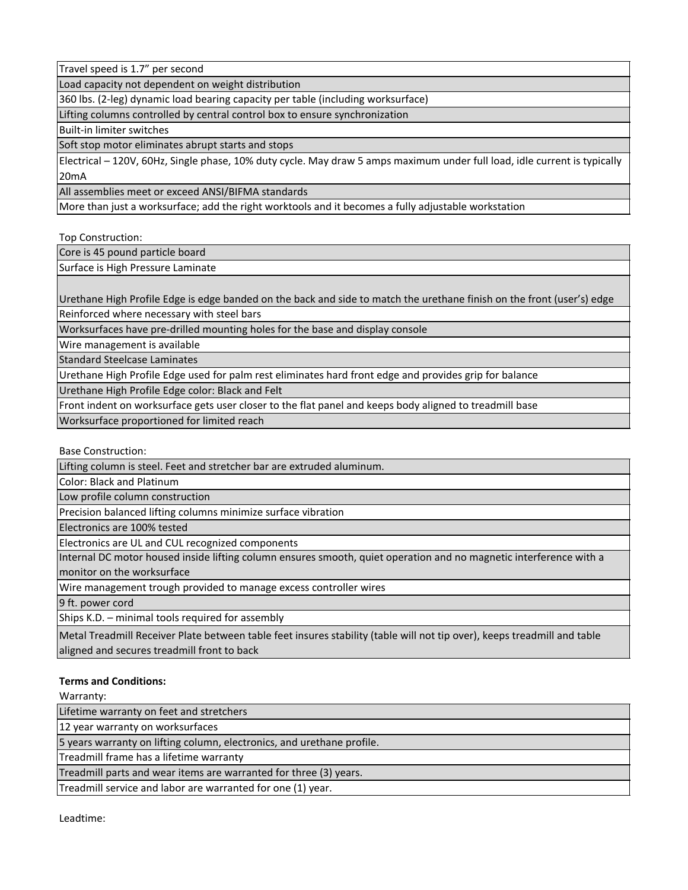| Travel speed is 1.7” per second |
|---|
| Load capacity not dependent on weight distribution |
| 360 lbs. (2-leg) dynamic load bearing capacity per table (including worksurface) |
| Lifting columns controlled by central control box to ensure synchronization |
| Built-in limiter switches |
| Soft stop motor eliminates abrupt starts and stops |
| Electrical – 120V, 60Hz, Single phase, 10% duty cycle. May draw 5 amps maximum under full load, idle current is typically 20mA |
| All assemblies meet or exceed ANSI/BIFMA standards |
| More than just a worksurface; add the right worktools and it becomes a fully adjustable workstation |

Top Construction:

| Core is 45 pound particle board |
|---|
| Surface is High Pressure Laminate |
| Urethane High Profile Edge is edge banded on the back and side to match the urethane finish on the front (user’s) edge |
| Reinforced where necessary with steel bars |
| Worksurfaces have pre-drilled mounting holes for the base and display console |
| Wire management is available |
| Standard Steelcase Laminates |
| Urethane High Profile Edge used for palm rest eliminates hard front edge and provides grip for balance |
| Urethane High Profile Edge color: Black and Felt |
| Front indent on worksurface gets user closer to the flat panel and keeps body aligned to treadmill base |
| Worksurface proportioned for limited reach |

Base Construction:

| Lifting column is steel. Feet and stretcher bar are extruded aluminum. |
|---|
| Color: Black and Platinum |
| Low profile column construction |
| Precision balanced lifting columns minimize surface vibration |
| Electronics are 100% tested |
| Electronics are UL and CUL recognized components |
| Internal DC motor housed inside lifting column ensures smooth, quiet operation and no magnetic interference with a monitor on the worksurface |
| Wire management trough provided to manage excess controller wires |
| 9 ft. power cord |
| Ships K.D. – minimal tools required for assembly |
| Metal Treadmill Receiver Plate between table feet insures stability (table will not tip over), keeps treadmill and table aligned and secures treadmill front to back |

**Terms and Conditions:**

Warranty:

| Lifetime warranty on feet and stretchers |
|---|
| 12 year warranty on worksurfaces |
| 5 years warranty on lifting column, electronics, and urethane profile. |
| Treadmill frame has a lifetime warranty |
| Treadmill parts and wear items are warranted for three (3) years. |
| Treadmill service and labor are warranted for one (1) year. |

Leadtime: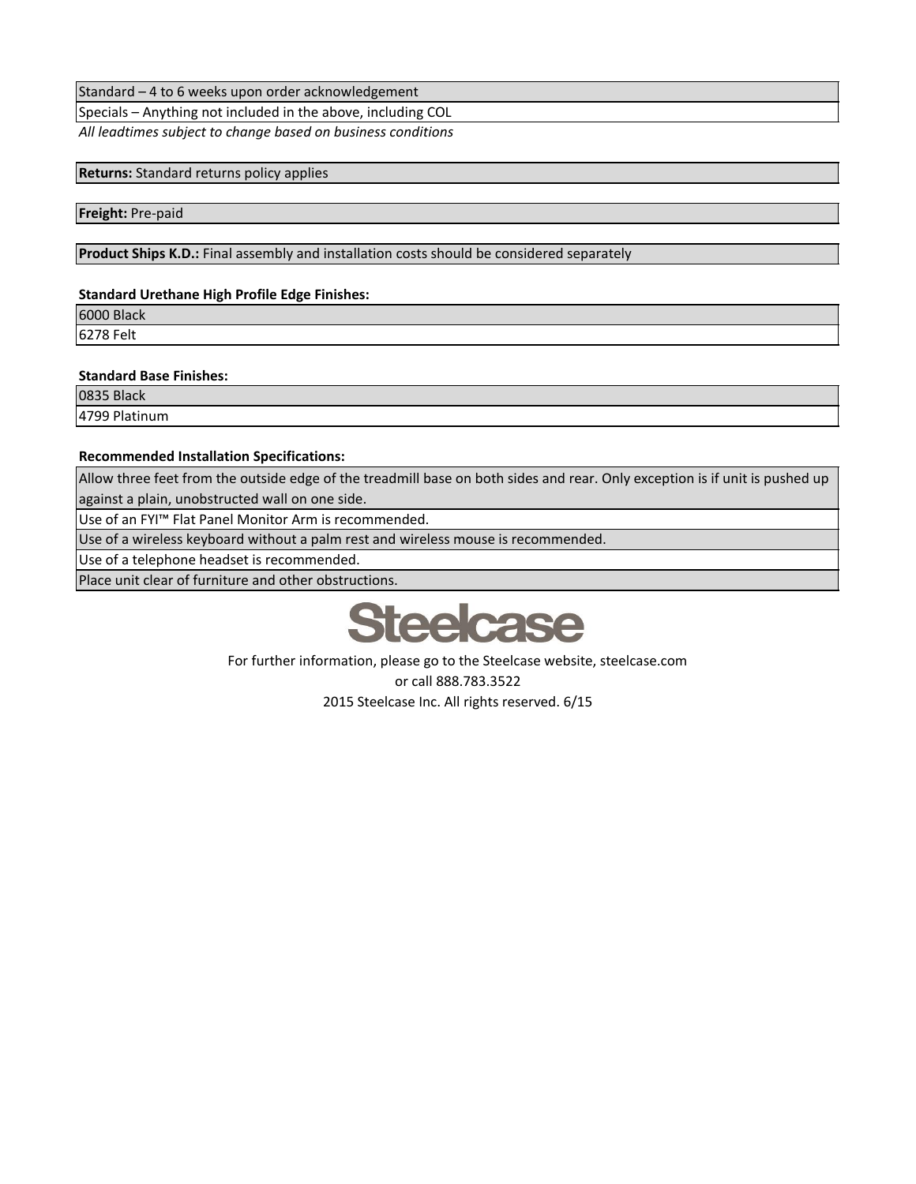| |
|---|
| Standard – 4 to 6 weeks upon order acknowledgement |
| Specials – Anything not included in the above, including COL |

*All leadtimes subject to change based on business conditions*

**Returns:** Standard returns policy applies

**Freight:** Pre-paid

**Product Ships K.D.:** Final assembly and installation costs should be considered separately

**Standard Urethane High Profile Edge Finishes:**

| |
|---|
| 6000 Black |
| 6278 Felt |

**Standard Base Finishes:**

| |
|---|
| 0835 Black |
| 4799 Platinum |

**Recommended Installation Specifications:**

| |
|---|
| Allow three feet from the outside edge of the treadmill base on both sides and rear. Only exception is if unit is pushed up against a plain, unobstructed wall on one side. |
| Use of an FYI™ Flat Panel Monitor Arm is recommended. |
| Use of a wireless keyboard without a palm rest and wireless mouse is recommended. |
| Use of a telephone headset is recommended. |
| Place unit clear of furniture and other obstructions. |

Steelcase

For further information, please go to the Steelcase website, steelcase.com

or call 888.783.3522

2015 Steelcase Inc. All rights reserved. 6/15